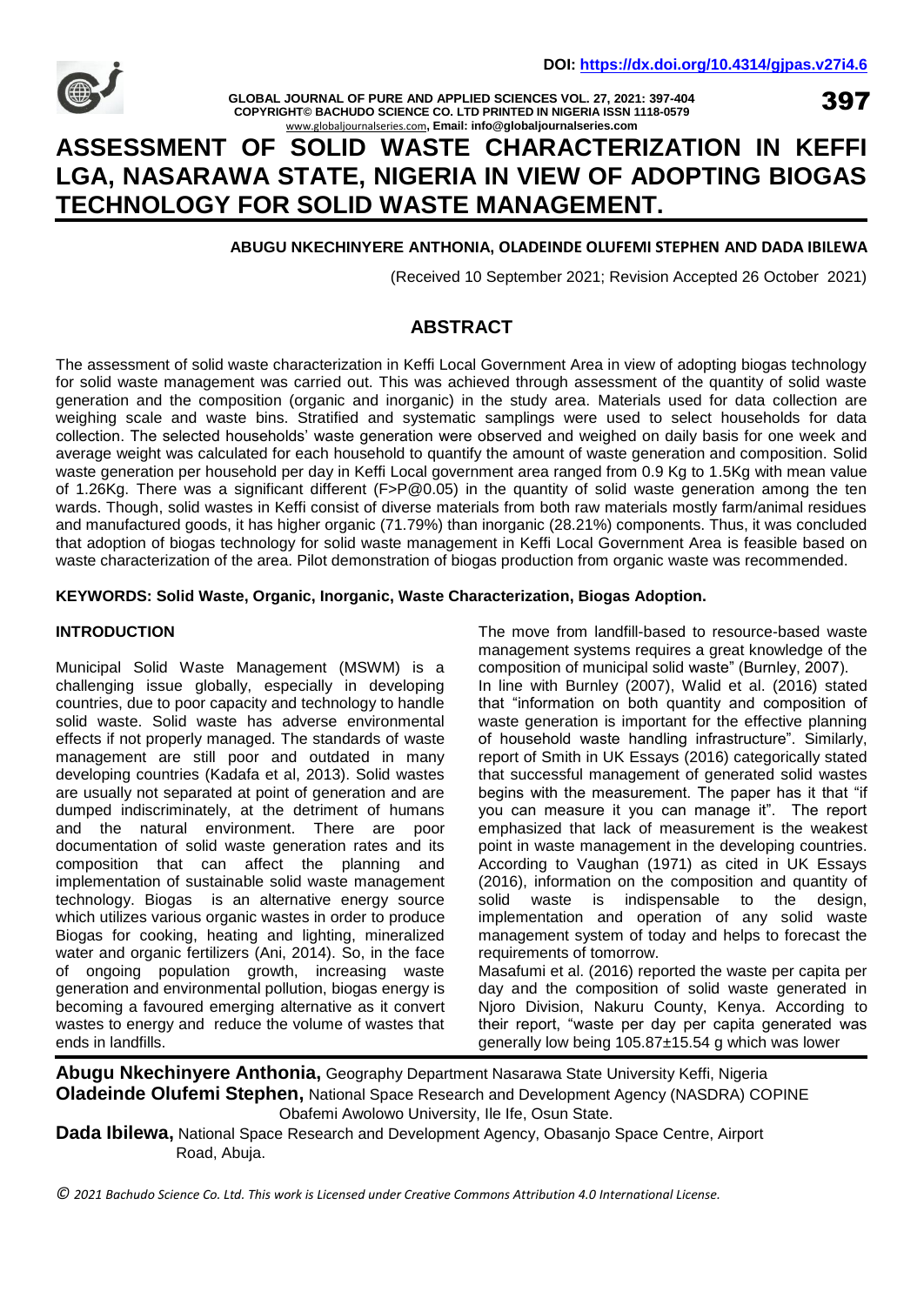DOI: https://dx.doi.org/10.4314/gjpas.v27i4.6

# ASSESSMENT OF SOLID WASTE CHARACTERIZATION IN KEFFI LGA, NASARAWA STATE, NIGERIA IN VIEW OF ADOPTING BIOGAS TECHNOLOGY FOR SOLID WASTE MANAGEMENT.

**ABUGU NKECHINYERE ANTHONIA, OLADEINDE OLUFEMI STEPHEN AND DADA IBILEWA**

(Received 10 September 2021; Revision Accepted 26 October 2021)

## ABSTRACT

The assessment of solid waste characterization in Keffi Local Government Area in view of adopting biogas technology for solid waste management was carried out. This was achieved through assessment of the quantity of solid waste generation and the composition (organic and inorganic) in the study area. Materials used for data collection are weighing scale and waste bins. Stratified and systematic samplings were used to select households for data collection. The selected households' waste generation were observed and weighed on daily basis for one week and average weight was calculated for each household to quantify the amount of waste generation and composition. Solid waste generation per household per day in Keffi Local government area ranged from 0.9 Kg to 1.5Kg with mean value of 1.26Kg. There was a significant different (F>P@0.05) in the quantity of solid waste generation among the ten wards. Though, solid wastes in Keffi consist of diverse materials from both raw materials mostly farm/animal residues and manufactured goods, it has higher organic (71.79%) than inorganic (28.21%) components. Thus, it was concluded that adoption of biogas technology for solid waste management in Keffi Local Government Area is feasible based on waste characterization of the area. Pilot demonstration of biogas production from organic waste was recommended.

**KEYWORDS: Solid Waste, Organic, Inorganic, Waste Characterization, Biogas Adoption.**

## INTRODUCTION

Municipal Solid Waste Management (MSWM) is a challenging issue globally, especially in developing countries, due to poor capacity and technology to handle solid waste. Solid waste has adverse environmental effects if not properly managed. The standards of waste management are still poor and outdated in many developing countries (Kadafa et al, 2013). Solid wastes are usually not separated at point of generation and are dumped indiscriminately, at the detriment of humans and the natural environment. There are poor documentation of solid waste generation rates and its composition that can affect the planning and implementation of sustainable solid waste management technology. Biogas is an alternative energy source which utilizes various organic wastes in order to produce Biogas for cooking, heating and lighting, mineralized water and organic fertilizers (Ani, 2014). So, in the face of ongoing population growth, increasing waste generation and environmental pollution, biogas energy is becoming a favoured emerging alternative as it convert wastes to energy and reduce the volume of wastes that ends in landfills.

The move from landfill-based to resource-based waste management systems requires a great knowledge of the composition of municipal solid waste" (Burnley, 2007). In line with Burnley (2007), Walid et al. (2016) stated that "information on both quantity and composition of waste generation is important for the effective planning of household waste handling infrastructure". Similarly, report of Smith in UK Essays (2016) categorically stated that successful management of generated solid wastes begins with the measurement. The paper has it that "if you can measure it you can manage it". The report emphasized that lack of measurement is the weakest point in waste management in the developing countries. According to Vaughan (1971) as cited in UK Essays (2016), information on the composition and quantity of solid waste is indispensable to the design, implementation and operation of any solid waste management system of today and helps to forecast the requirements of tomorrow.

Masafumi et al. (2016) reported the waste per capita per day and the composition of solid waste generated in Njoro Division, Nakuru County, Kenya. According to their report, "waste per day per capita generated was generally low being 105.87±15.54 g which was lower

**Abugu Nkechinyere Anthonia,** Geography Department Nasarawa State University Keffi, Nigeria
**Oladeinde Olufemi Stephen,** National Space Research and Development Agency (NASDRA) COPINE Obafemi Awolowo University, Ile Ife, Osun State.
**Dada Ibilewa,** National Space Research and Development Agency, Obasanjo Space Centre, Airport Road, Abuja.

*© 2021 Bachudo Science Co. Ltd. This work is Licensed under Creative Commons Attribution 4.0 International License.*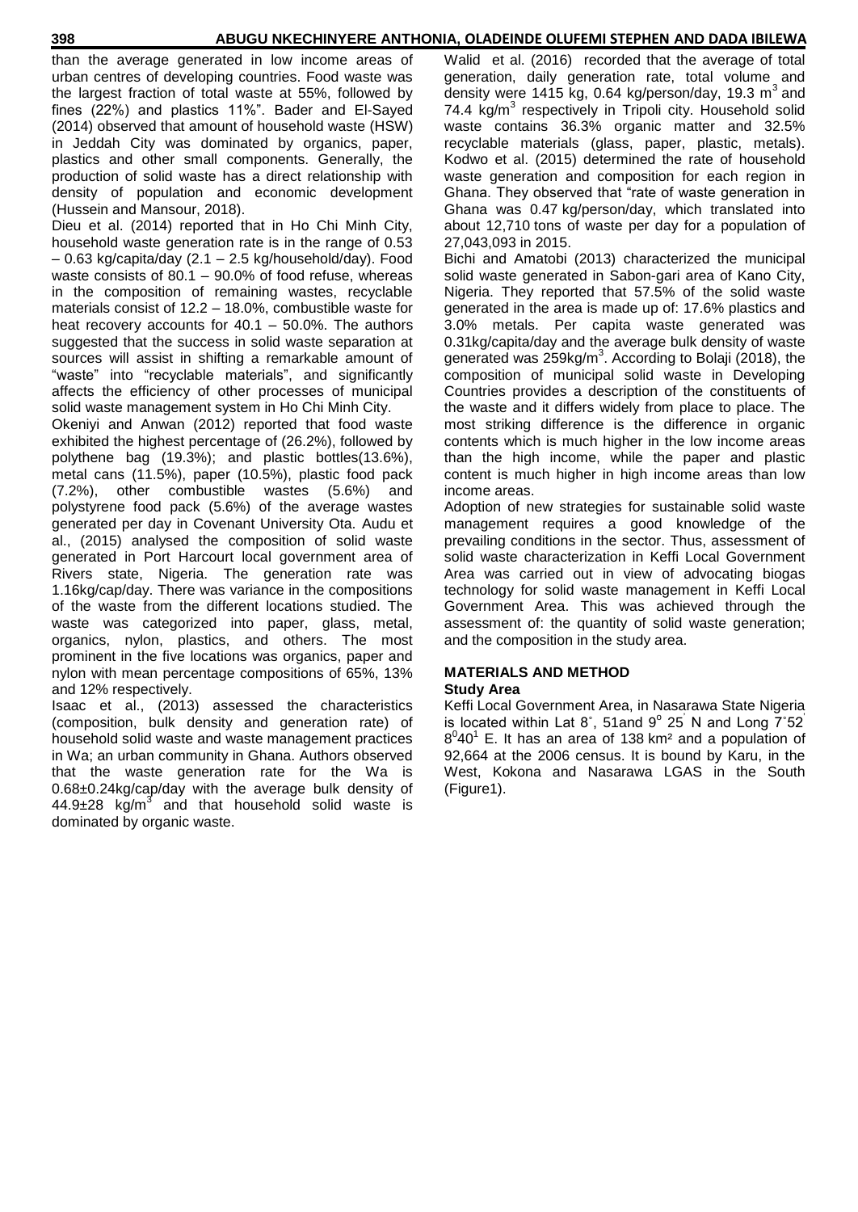than the average generated in low income areas of urban centres of developing countries. Food waste was the largest fraction of total waste at 55%, followed by fines (22%) and plastics 11%". Bader and El-Sayed (2014) observed that amount of household waste (HSW) in Jeddah City was dominated by organics, paper, plastics and other small components. Generally, the production of solid waste has a direct relationship with density of population and economic development (Hussein and Mansour, 2018).

Dieu et al. (2014) reported that in Ho Chi Minh City, household waste generation rate is in the range of 0.53 – 0.63 kg/capita/day (2.1 – 2.5 kg/household/day). Food waste consists of 80.1 – 90.0% of food refuse, whereas in the composition of remaining wastes, recyclable materials consist of 12.2 – 18.0%, combustible waste for heat recovery accounts for 40.1 – 50.0%. The authors suggested that the success in solid waste separation at sources will assist in shifting a remarkable amount of "waste" into "recyclable materials", and significantly affects the efficiency of other processes of municipal solid waste management system in Ho Chi Minh City.

Okeniyi and Anwan (2012) reported that food waste exhibited the highest percentage of (26.2%), followed by polythene bag (19.3%); and plastic bottles(13.6%), metal cans (11.5%), paper (10.5%), plastic food pack (7.2%), other combustible wastes (5.6%) and polystyrene food pack (5.6%) of the average wastes generated per day in Covenant University Ota. Audu et al., (2015) analysed the composition of solid waste generated in Port Harcourt local government area of Rivers state, Nigeria. The generation rate was 1.16kg/cap/day. There was variance in the compositions of the waste from the different locations studied. The waste was categorized into paper, glass, metal, organics, nylon, plastics, and others. The most prominent in the five locations was organics, paper and nylon with mean percentage compositions of 65%, 13% and 12% respectively.

Isaac et al., (2013) assessed the characteristics (composition, bulk density and generation rate) of household solid waste and waste management practices in Wa; an urban community in Ghana. Authors observed that the waste generation rate for the Wa is 0.68±0.24kg/cap/day with the average bulk density of 44.9±28 kg/m$^3$ and that household solid waste is dominated by organic waste.

Walid et al. (2016) recorded that the average of total generation, daily generation rate, total volume and density were 1415 kg, 0.64 kg/person/day, 19.3 m$^3$ and 74.4 kg/m$^3$ respectively in Tripoli city. Household solid waste contains 36.3% organic matter and 32.5% recyclable materials (glass, paper, plastic, metals). Kodwo et al. (2015) determined the rate of household waste generation and composition for each region in Ghana. They observed that "rate of waste generation in Ghana was 0.47 kg/person/day, which translated into about 12,710 tons of waste per day for a population of 27,043,093 in 2015.

Bichi and Amatobi (2013) characterized the municipal solid waste generated in Sabon-gari area of Kano City, Nigeria. They reported that 57.5% of the solid waste generated in the area is made up of: 17.6% plastics and 3.0% metals. Per capita waste generated was 0.31kg/capita/day and the average bulk density of waste generated was 259kg/m$^3$. According to Bolaji (2018), the composition of municipal solid waste in Developing Countries provides a description of the constituents of the waste and it differs widely from place to place. The most striking difference is the difference in organic contents which is much higher in the low income areas than the high income, while the paper and plastic content is much higher in high income areas than low income areas.

Adoption of new strategies for sustainable solid waste management requires a good knowledge of the prevailing conditions in the sector. Thus, assessment of solid waste characterization in Keffi Local Government Area was carried out in view of advocating biogas technology for solid waste management in Keffi Local Government Area. This was achieved through the assessment of: the quantity of solid waste generation; and the composition in the study area.

## MATERIALS AND METHOD

### Study Area

Keffi Local Government Area, in Nasarawa State Nigeria is located within Lat 8˚, 51and 9$^o$ 25$'$ N and Long 7˚52$'$ 8$^0$40$^1$ E. It has an area of 138 km² and a population of 92,664 at the 2006 census. It is bound by Karu, in the West, Kokona and Nasarawa LGAS in the South (Figure1).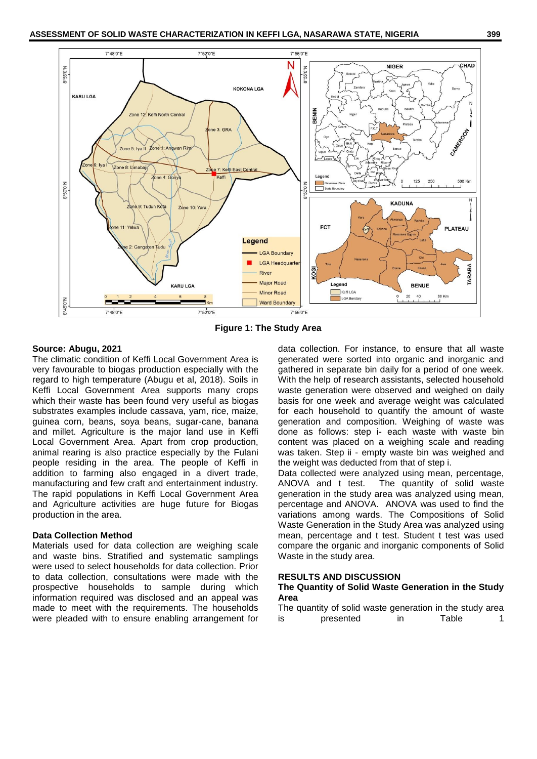**Figure 1: The Study Area**

**Source: Abugu, 2021**

The climatic condition of Keffi Local Government Area is very favourable to biogas production especially with the regard to high temperature (Abugu et al, 2018). Soils in Keffi Local Government Area supports many crops which their waste has been found very useful as biogas substrates examples include cassava, yam, rice, maize, guinea corn, beans, soya beans, sugar-cane, banana and millet. Agriculture is the major land use in Keffi Local Government Area. Apart from crop production, animal rearing is also practice especially by the Fulani people residing in the area. The people of Keffi in addition to farming also engaged in a divert trade, manufacturing and few craft and entertainment industry. The rapid populations in Keffi Local Government Area and Agriculture activities are huge future for Biogas production in the area.

### Data Collection Method

Materials used for data collection are weighing scale and waste bins. Stratified and systematic samplings were used to select households for data collection. Prior to data collection, consultations were made with the prospective households to sample during which information required was disclosed and an appeal was made to meet with the requirements. The households were pleaded with to ensure enabling arrangement for data collection. For instance, to ensure that all waste generated were sorted into organic and inorganic and gathered in separate bin daily for a period of one week. With the help of research assistants, selected household waste generation were observed and weighed on daily basis for one week and average weight was calculated for each household to quantify the amount of waste generation and composition. Weighing of waste was done as follows: step i- each waste with waste bin content was placed on a weighing scale and reading was taken. Step ii - empty waste bin was weighed and the weight was deducted from that of step i.

Data collected were analyzed using mean, percentage, ANOVA and t test. The quantity of solid waste generation in the study area was analyzed using mean, percentage and ANOVA. ANOVA was used to find the variations among wards. The Compositions of Solid Waste Generation in the Study Area was analyzed using mean, percentage and t test. Student t test was used compare the organic and inorganic components of Solid Waste in the study area.

## RESULTS AND DISCUSSION

### The Quantity of Solid Waste Generation in the Study Area

The quantity of solid waste generation in the study area is presented in Table 1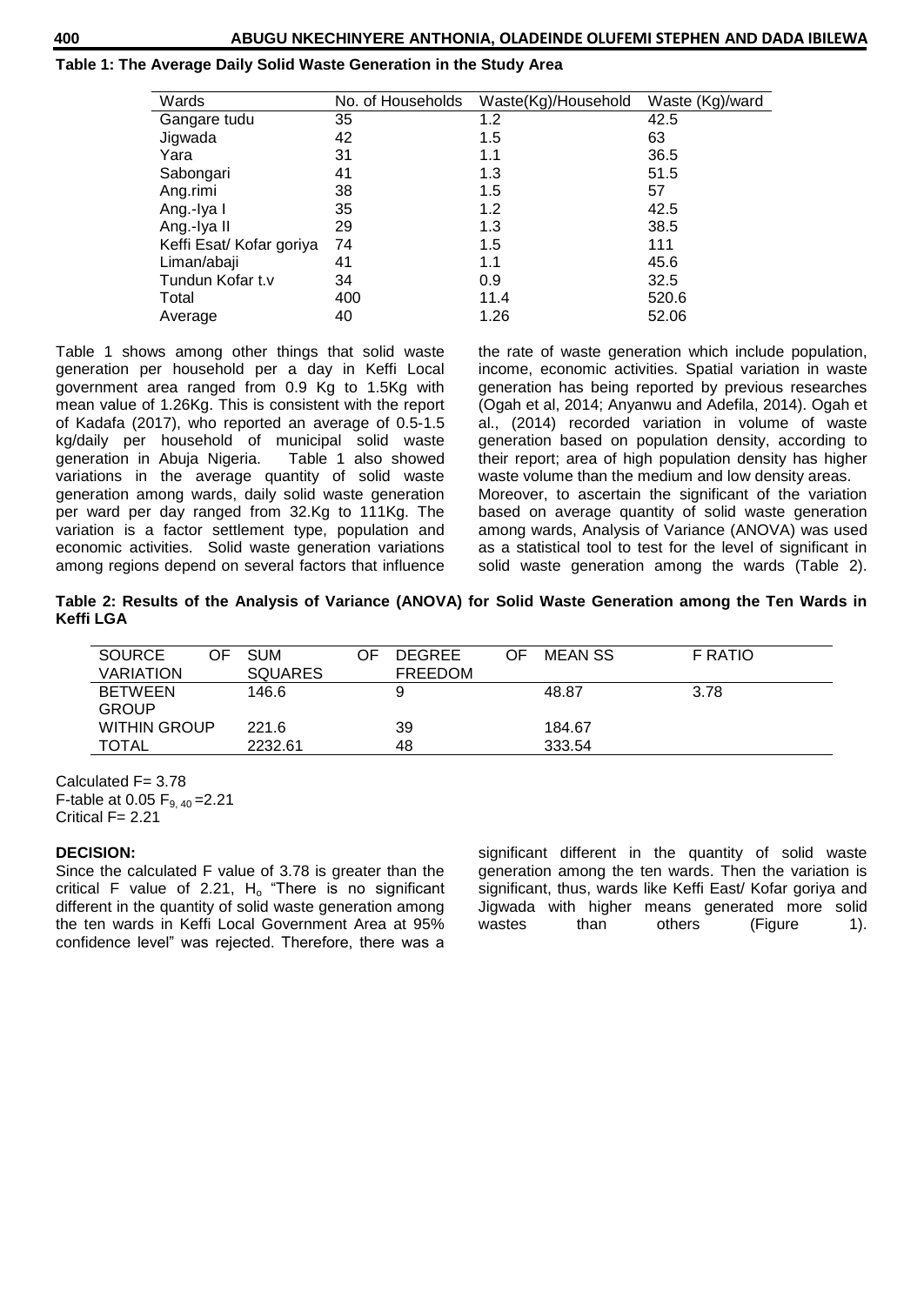**Table 1: The Average Daily Solid Waste Generation in the Study Area**

| Wards | No. of Households | Waste(Kg)/Household | Waste (Kg)/ward |
|---|---|---|---|
| Gangare tudu | 35 | 1.2 | 42.5 |
| Jigwada | 42 | 1.5 | 63 |
| Yara | 31 | 1.1 | 36.5 |
| Sabongari | 41 | 1.3 | 51.5 |
| Ang.rimi | 38 | 1.5 | 57 |
| Ang.-Iya I | 35 | 1.2 | 42.5 |
| Ang.-Iya II | 29 | 1.3 | 38.5 |
| Keffi Esat/ Kofar goriya | 74 | 1.5 | 111 |
| Liman/abaji | 41 | 1.1 | 45.6 |
| Tundun Kofar t.v | 34 | 0.9 | 32.5 |
| Total | 400 | 11.4 | 520.6 |
| Average | 40 | 1.26 | 52.06 |

Table 1 shows among other things that solid waste generation per household per a day in Keffi Local government area ranged from 0.9 Kg to 1.5Kg with mean value of 1.26Kg. This is consistent with the report of Kadafa (2017), who reported an average of 0.5-1.5 kg/daily per household of municipal solid waste generation in Abuja Nigeria. Table 1 also showed variations in the average quantity of solid waste generation among wards, daily solid waste generation per ward per day ranged from 32.Kg to 111Kg. The variation is a factor settlement type, population and economic activities. Solid waste generation variations among regions depend on several factors that influence the rate of waste generation which include population, income, economic activities. Spatial variation in waste generation has being reported by previous researches (Ogah et al, 2014; Anyanwu and Adefila, 2014). Ogah et al., (2014) recorded variation in volume of waste generation based on population density, according to their report; area of high population density has higher waste volume than the medium and low density areas.

Moreover, to ascertain the significant of the variation based on average quantity of solid waste generation among wards, Analysis of Variance (ANOVA) was used as a statistical tool to test for the level of significant in solid waste generation among the wards (Table 2).

**Table 2: Results of the Analysis of Variance (ANOVA) for Solid Waste Generation among the Ten Wards in Keffi LGA**

| SOURCE OF VARIATION | SUM OF SQUARES | DEGREE OF FREEDOM | MEAN SS | F RATIO |
|---|---|---|---|---|
| BETWEEN GROUP | 146.6 | 9 | 48.87 | 3.78 |
| WITHIN GROUP | 221.6 | 39 | 184.67 | |
| TOTAL | 2232.61 | 48 | 333.54 | |

Calculated F= 3.78
F-table at 0.05 $F_{9, 40}$ =2.21
Critical F= 2.21

**DECISION:**

Since the calculated F value of 3.78 is greater than the critical F value of 2.21, $H_o$ "There is no significant different in the quantity of solid waste generation among the ten wards in Keffi Local Government Area at 95% confidence level" was rejected. Therefore, there was a significant different in the quantity of solid waste generation among the ten wards. Then the variation is significant, thus, wards like Keffi East/ Kofar goriya and Jigwada with higher means generated more solid wastes than others (Figure 1).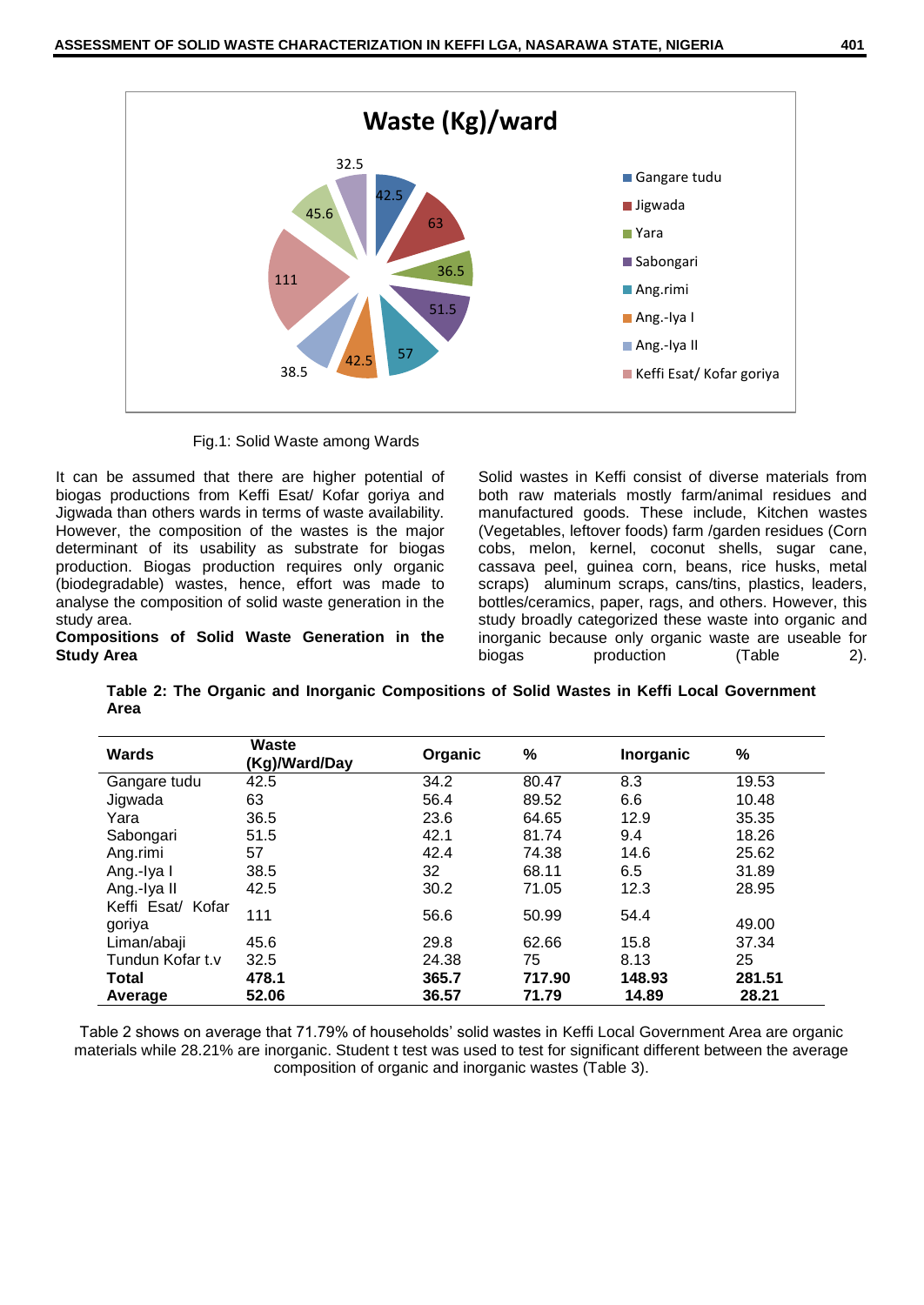Fig.1: Solid Waste among Wards

It can be assumed that there are higher potential of biogas productions from Keffi Esat/ Kofar goriya and Jigwada than others wards in terms of waste availability. However, the composition of the wastes is the major determinant of its usability as substrate for biogas production. Biogas production requires only organic (biodegradable) wastes, hence, effort was made to analyse the composition of solid waste generation in the study area.

**Compositions of Solid Waste Generation in the Study Area**

Solid wastes in Keffi consist of diverse materials from both raw materials mostly farm/animal residues and manufactured goods. These include, Kitchen wastes (Vegetables, leftover foods) farm /garden residues (Corn cobs, melon, kernel, coconut shells, sugar cane, cassava peel, guinea corn, beans, rice husks, metal scraps) aluminum scraps, cans/tins, plastics, leaders, bottles/ceramics, paper, rags, and others. However, this study broadly categorized these waste into organic and inorganic because only organic waste are useable for biogas production (Table 2).

**Table 2: The Organic and Inorganic Compositions of Solid Wastes in Keffi Local Government Area**

| Wards | Waste (Kg)/Ward/Day | Organic | % | Inorganic | % |
|---|---|---|---|---|---|
| Gangare tudu | 42.5 | 34.2 | 80.47 | 8.3 | 19.53 |
| Jigwada | 63 | 56.4 | 89.52 | 6.6 | 10.48 |
| Yara | 36.5 | 23.6 | 64.65 | 12.9 | 35.35 |
| Sabongari | 51.5 | 42.1 | 81.74 | 9.4 | 18.26 |
| Ang.rimi | 57 | 42.4 | 74.38 | 14.6 | 25.62 |
| Ang.-Iya I | 38.5 | 32 | 68.11 | 6.5 | 31.89 |
| Ang.-Iya II | 42.5 | 30.2 | 71.05 | 12.3 | 28.95 |
| Keffi Esat/ Kofar goriya | 111 | 56.6 | 50.99 | 54.4 | 49.00 |
| Liman/abaji | 45.6 | 29.8 | 62.66 | 15.8 | 37.34 |
| Tundun Kofar t.v | 32.5 | 24.38 | 75 | 8.13 | 25 |
| **Total** | **478.1** | **365.7** | **717.90** | **148.93** | **281.51** |
| **Average** | **52.06** | **36.57** | **71.79** | **14.89** | **28.21** |

Table 2 shows on average that 71.79% of households' solid wastes in Keffi Local Government Area are organic materials while 28.21% are inorganic. Student t test was used to test for significant different between the average composition of organic and inorganic wastes (Table 3).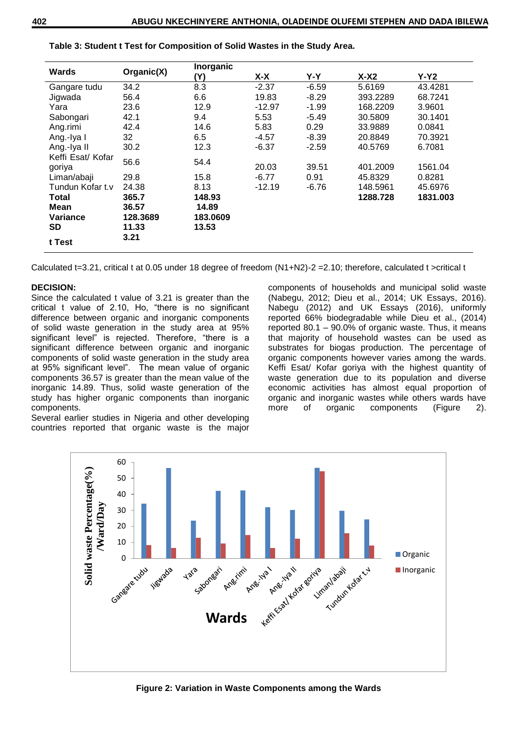**Table 3: Student t Test for Composition of Solid Wastes in the Study Area.**

| Wards | Organic(X) | Inorganic (Y) | X-X | Y-Y | X-X2 | Y-Y2 |
|---|---|---|---|---|---|---|
| Gangare tudu | 34.2 | 8.3 | -2.37 | -6.59 | 5.6169 | 43.4281 |
| Jigwada | 56.4 | 6.6 | 19.83 | -8.29 | 393.2289 | 68.7241 |
| Yara | 23.6 | 12.9 | -12.97 | -1.99 | 168.2209 | 3.9601 |
| Sabongari | 42.1 | 9.4 | 5.53 | -5.49 | 30.5809 | 30.1401 |
| Ang.rimi | 42.4 | 14.6 | 5.83 | 0.29 | 33.9889 | 0.0841 |
| Ang.-Iya I | 32 | 6.5 | -4.57 | -8.39 | 20.8849 | 70.3921 |
| Ang.-Iya II | 30.2 | 12.3 | -6.37 | -2.59 | 40.5769 | 6.7081 |
| Keffi Esat/ Kofar goriya | 56.6 | 54.4 | 20.03 | 39.51 | 401.2009 | 1561.04 |
| Liman/abaji | 29.8 | 15.8 | -6.77 | 0.91 | 45.8329 | 0.8281 |
| Tundun Kofar t.v | 24.38 | 8.13 | -12.19 | -6.76 | 148.5961 | 45.6976 |
| **Total** | **365.7** | **148.93** | | | **1288.728** | **1831.003** |
| **Mean** | **36.57** | **14.89** | | | | |
| **Variance** | **128.3689** | **183.0609** | | | | |
| **SD** | **11.33** | **13.53** | | | | |
| **t Test** | **3.21** | | | | | |

Calculated t=3.21, critical t at 0.05 under 18 degree of freedom (N1+N2)-2 =2.10; therefore, calculated t >critical t

**DECISION:**

Since the calculated t value of 3.21 is greater than the critical t value of 2.10, Ho, "there is no significant difference between organic and inorganic components of solid waste generation in the study area at 95% significant level" is rejected. Therefore, "there is a significant difference between organic and inorganic components of solid waste generation in the study area at 95% significant level". The mean value of organic components 36.57 is greater than the mean value of the inorganic 14.89. Thus, solid waste generation of the study has higher organic components than inorganic components.

Several earlier studies in Nigeria and other developing countries reported that organic waste is the major components of households and municipal solid waste (Nabegu, 2012; Dieu et al., 2014; UK Essays, 2016). Nabegu (2012) and UK Essays (2016), uniformly reported 66% biodegradable while Dieu et al., (2014) reported 80.1 – 90.0% of organic waste. Thus, it means that majority of household wastes can be used as substrates for biogas production. The percentage of organic components however varies among the wards. Keffi Esat/ Kofar goriya with the highest quantity of waste generation due to its population and diverse economic activities has almost equal proportion of organic and inorganic wastes while others wards have more of organic components (Figure 2).

**Figure 2: Variation in Waste Components among the Wards**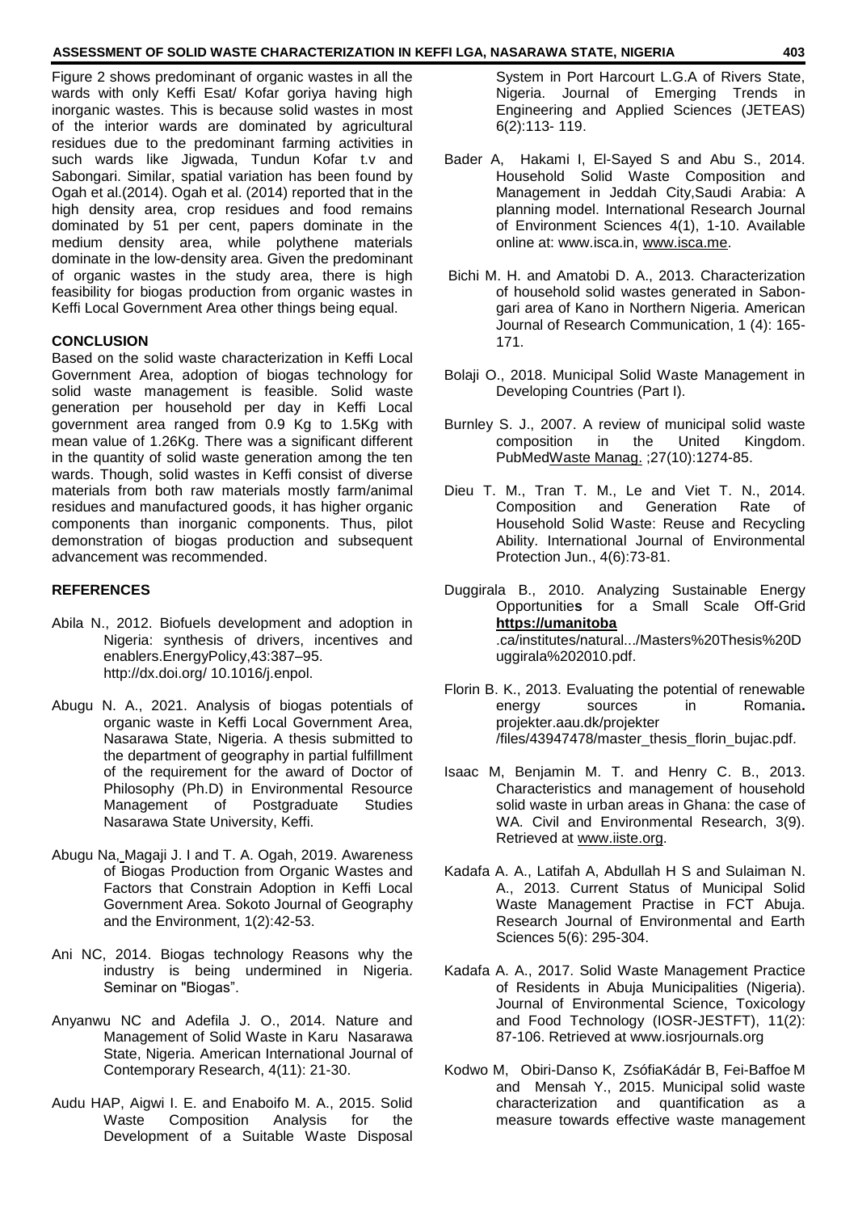Figure 2 shows predominant of organic wastes in all the wards with only Keffi Esat/ Kofar goriya having high inorganic wastes. This is because solid wastes in most of the interior wards are dominated by agricultural residues due to the predominant farming activities in such wards like Jigwada, Tundun Kofar t.v and Sabongari. Similar, spatial variation has been found by Ogah et al.(2014). Ogah et al. (2014) reported that in the high density area, crop residues and food remains dominated by 51 per cent, papers dominate in the medium density area, while polythene materials dominate in the low-density area. Given the predominant of organic wastes in the study area, there is high feasibility for biogas production from organic wastes in Keffi Local Government Area other things being equal.

## CONCLUSION

Based on the solid waste characterization in Keffi Local Government Area, adoption of biogas technology for solid waste management is feasible. Solid waste generation per household per day in Keffi Local government area ranged from 0.9 Kg to 1.5Kg with mean value of 1.26Kg. There was a significant different in the quantity of solid waste generation among the ten wards. Though, solid wastes in Keffi consist of diverse materials from both raw materials mostly farm/animal residues and manufactured goods, it has higher organic components than inorganic components. Thus, pilot demonstration of biogas production and subsequent advancement was recommended.

## REFERENCES

Abila N., 2012. Biofuels development and adoption in Nigeria: synthesis of drivers, incentives and enablers.EnergyPolicy,43:387–95. http://dx.doi.org/ 10.1016/j.enpol.

Abugu N. A., 2021. Analysis of biogas potentials of organic waste in Keffi Local Government Area, Nasarawa State, Nigeria. A thesis submitted to the department of geography in partial fulfillment of the requirement for the award of Doctor of Philosophy (Ph.D) in Environmental Resource Management of Postgraduate Studies Nasarawa State University, Keffi.

Abugu Na, Magaji J. I and T. A. Ogah, 2019. Awareness of Biogas Production from Organic Wastes and Factors that Constrain Adoption in Keffi Local Government Area. Sokoto Journal of Geography and the Environment, 1(2):42-53.

Ani NC, 2014. Biogas technology Reasons why the industry is being undermined in Nigeria. Seminar on "Biogas".

Anyanwu NC and Adefila J. O., 2014. Nature and Management of Solid Waste in Karu Nasarawa State, Nigeria. American International Journal of Contemporary Research, 4(11): 21-30.

Audu HAP, Aigwi I. E. and Enaboifo M. A., 2015. Solid Waste Composition Analysis for the Development of a Suitable Waste Disposal System in Port Harcourt L.G.A of Rivers State, Nigeria. Journal of Emerging Trends in Engineering and Applied Sciences (JETEAS) 6(2):113- 119.

Bader A, Hakami I, El-Sayed S and Abu S., 2014. Household Solid Waste Composition and Management in Jeddah City,Saudi Arabia: A planning model. International Research Journal of Environment Sciences 4(1), 1-10. Available online at: www.isca.in, www.isca.me.

Bichi M. H. and Amatobi D. A., 2013. Characterization of household solid wastes generated in Sabon-gari area of Kano in Northern Nigeria. American Journal of Research Communication, 1 (4): 165-171.

Bolaji O., 2018. Municipal Solid Waste Management in Developing Countries (Part I).

Burnley S. J., 2007. A review of municipal solid waste composition in the United Kingdom. PubMedWaste Manag. ;27(10):1274-85.

Dieu T. M., Tran T. M., Le and Viet T. N., 2014. Composition and Generation Rate of Household Solid Waste: Reuse and Recycling Ability. International Journal of Environmental Protection Jun., 4(6):73-81.

Duggirala B., 2010. Analyzing Sustainable Energy Opportunities for a Small Scale Off-Grid **https://umanitoba**.ca/institutes/natural.../Masters%20Thesis%20Duggirala%202010.pdf.

Florin B. K., 2013. Evaluating the potential of renewable energy sources in Romania**.** projekter.aau.dk/projekter /files/43947478/master_thesis_florin_bujac.pdf.

Isaac M, Benjamin M. T. and Henry C. B., 2013. Characteristics and management of household solid waste in urban areas in Ghana: the case of WA. Civil and Environmental Research, 3(9). Retrieved at www.iiste.org.

Kadafa A. A., Latifah A, Abdullah H S and Sulaiman N. A., 2013. Current Status of Municipal Solid Waste Management Practise in FCT Abuja. Research Journal of Environmental and Earth Sciences 5(6): 295-304.

Kadafa A. A., 2017. Solid Waste Management Practice of Residents in Abuja Municipalities (Nigeria). Journal of Environmental Science, Toxicology and Food Technology (IOSR-JESTFT), 11(2): 87-106. Retrieved at www.iosrjournals.org

Kodwo M, Obiri-Danso K, ZsófiaKádár B, Fei-Baffoe M and Mensah Y., 2015. Municipal solid waste characterization and quantification as a measure towards effective waste management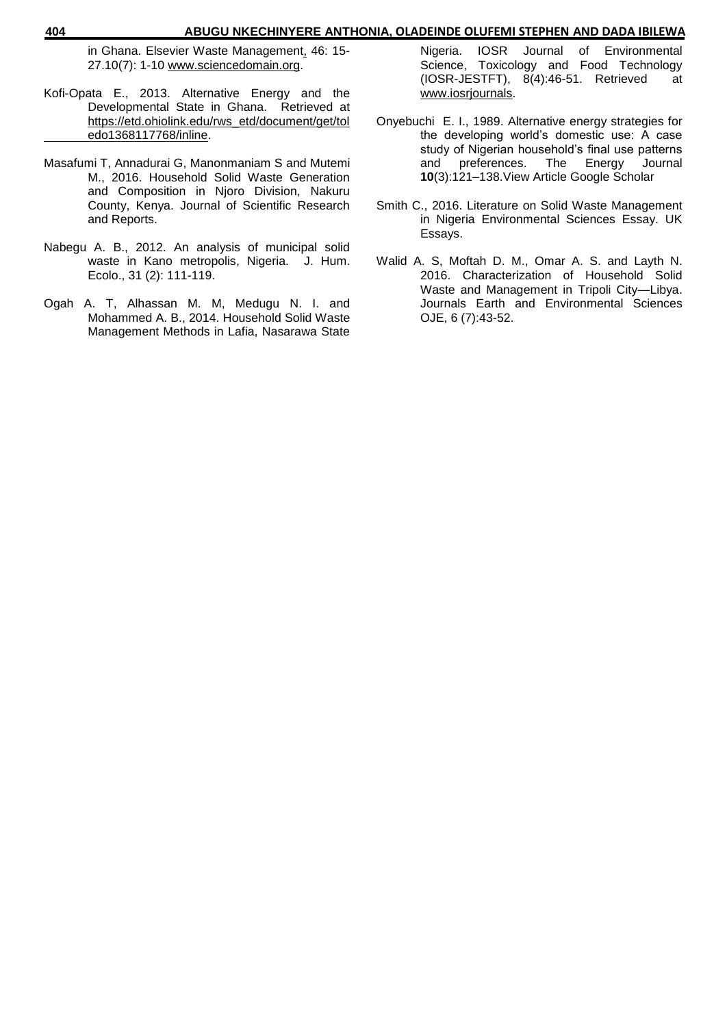in Ghana. Elsevier Waste Management, 46: 15-27.10(7): 1-10 www.sciencedomain.org.

Kofi-Opata E., 2013. Alternative Energy and the Developmental State in Ghana. Retrieved at https://etd.ohiolink.edu/rws_etd/document/get/toledo1368117768/inline.

Masafumi T, Annadurai G, Manonmaniam S and Mutemi M., 2016. Household Solid Waste Generation and Composition in Njoro Division, Nakuru County, Kenya. Journal of Scientific Research and Reports.

Nabegu A. B., 2012. An analysis of municipal solid waste in Kano metropolis, Nigeria. J. Hum. Ecolo., 31 (2): 111-119.

Ogah A. T, Alhassan M. M, Medugu N. I. and Mohammed A. B., 2014. Household Solid Waste Management Methods in Lafia, Nasarawa State Nigeria. IOSR Journal of Environmental Science, Toxicology and Food Technology (IOSR-JESTFT), 8(4):46-51. Retrieved at www.iosrjournals.

Onyebuchi E. I., 1989. Alternative energy strategies for the developing world's domestic use: A case study of Nigerian household's final use patterns and preferences. The Energy Journal **10**(3):121–138.View Article Google Scholar

Smith C., 2016. Literature on Solid Waste Management in Nigeria Environmental Sciences Essay. UK Essays.

Walid A. S, Moftah D. M., Omar A. S. and Layth N. 2016. Characterization of Household Solid Waste and Management in Tripoli City—Libya. Journals Earth and Environmental Sciences OJE, 6 (7):43-52.